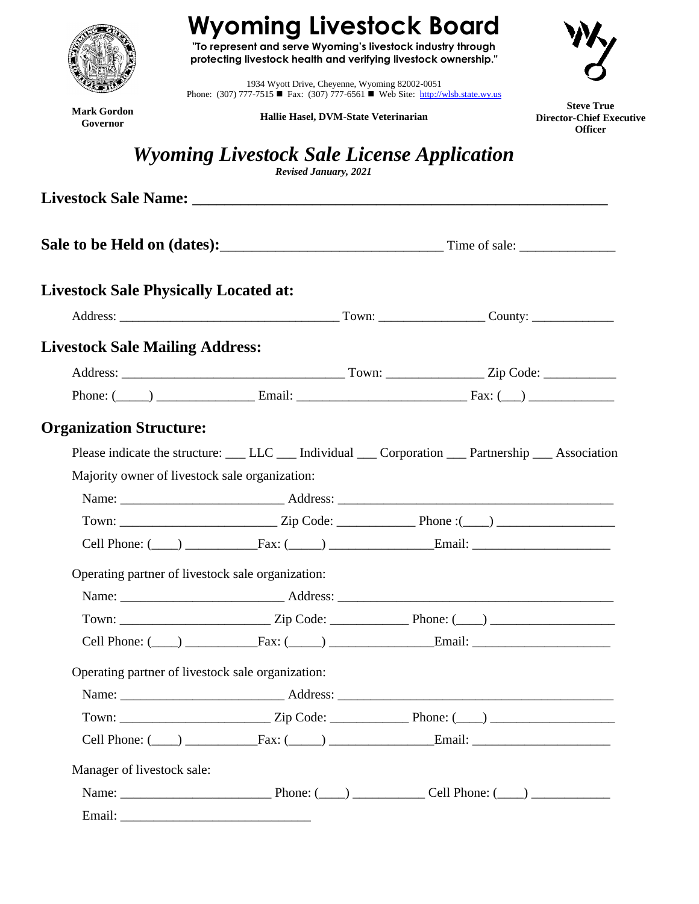# Wyoming Livestock Board

**"To represent and serve Wyoming's livestock industry through protecting livestock health and verifying livestock ownership."**

1934 Wyott Drive, Cheyenne, Wyoming 82002-0051
Phone: (307) 777-7515 ■ Fax: (307) 777-6561 ■ Web Site: http://wlsb.state.wy.us

**Mark Gordon**
**Governor**

**Hallie Hasel, DVM-State Veterinarian**

**Steve True**
**Director-Chief Executive Officer**

## *Wyoming Livestock Sale License Application*

***Revised January, 2021***

**Livestock Sale Name:** ___________________________________________________________

**Sale to be Held on (dates):**______________________________ Time of sale: _____________

**Livestock Sale Physically Located at:**

Address: _________________________________ Town: _______________ County: ____________

**Livestock Sale Mailing Address:**

Address: _________________________________ Town: ______________ Zip Code: __________

Phone: (_____) ______________ Email: _________________________ Fax: (___) ____________

**Organization Structure:**

Please indicate the structure: ___ LLC ___ Individual ___ Corporation ___ Partnership ___ Association

Majority owner of livestock sale organization:

Name: ________________________ Address: _________________________________________

Town: _______________________ Zip Code: ___________ Phone :(____) _________________

Cell Phone: (____) ___________Fax: (_____) _______________Email: ____________________

Operating partner of livestock sale organization:

Name: ________________________ Address: __________________________________________

Town: ______________________ Zip Code: ___________ Phone: (____) __________________

Cell Phone: (____) ___________Fax: (_____) _______________Email: ____________________

Operating partner of livestock sale organization:

Name: ________________________ Address: __________________________________________

Town: ______________________ Zip Code: ___________ Phone: (____) __________________

Cell Phone: (____) ___________Fax: (_____) _______________Email: ____________________

Manager of livestock sale:

Name: ______________________ Phone: (____) __________ Cell Phone: (____) ___________

Email: ____________________________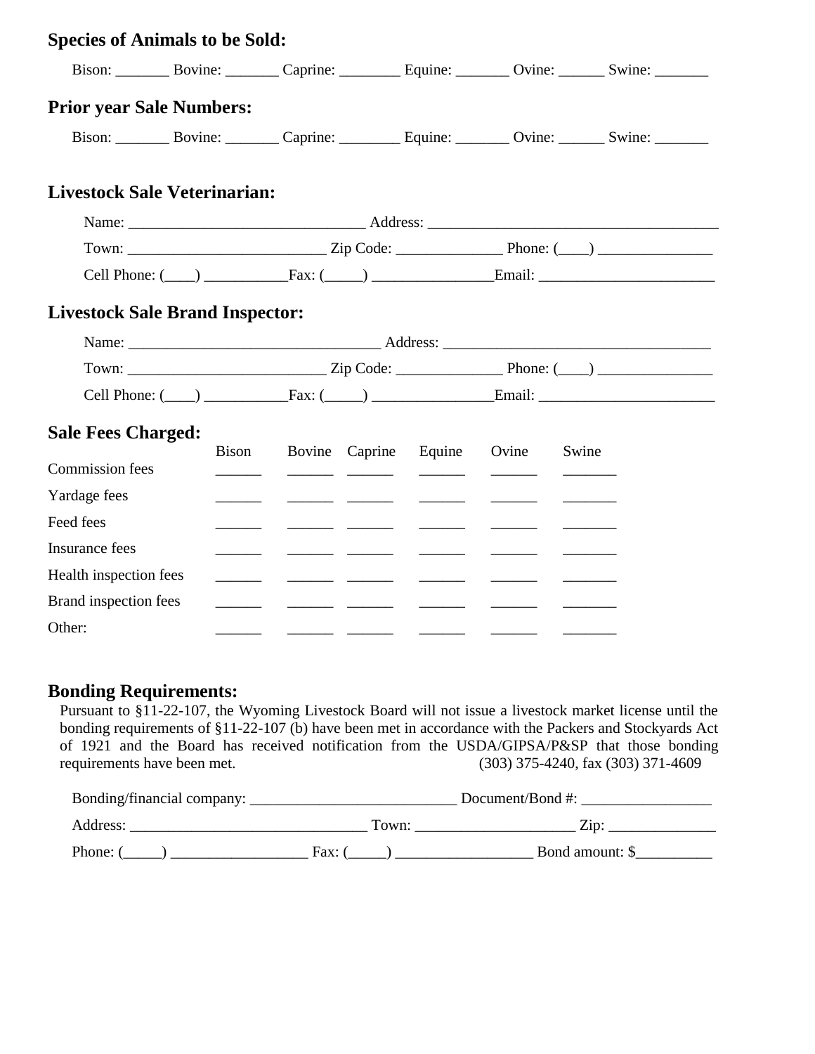## Species of Animals to be Sold:

Bison: _______ Bovine: _______ Caprine: ________ Equine: _______ Ovine: ______ Swine: _______

## Prior year Sale Numbers:

Bison: _______ Bovine: _______ Caprine: ________ Equine: _______ Ovine: ______ Swine: _______

## Livestock Sale Veterinarian:

Name: _______________________________ Address: _______________________________________

Town: _________________________ Zip Code: ______________ Phone: (____) _______________

Cell Phone: (____) ___________Fax: (_____) ________________Email: _______________________

## Livestock Sale Brand Inspector:

Name: _________________________________ Address: ___________________________________

Town: _________________________ Zip Code: ______________ Phone: (____) _______________

Cell Phone: (____) ___________Fax: (_____) ________________Email: _______________________

## Sale Fees Charged:

| | Bison | Bovine | Caprine | Equine | Ovine | Swine |
|---|---|---|---|---|---|---|
| Commission fees | ______ | ______ | ______ | ______ | ______ | _______ |
| Yardage fees | ______ | ______ | ______ | ______ | ______ | _______ |
| Feed fees | ______ | ______ | ______ | ______ | ______ | _______ |
| Insurance fees | ______ | ______ | ______ | ______ | ______ | _______ |
| Health inspection fees | ______ | ______ | ______ | ______ | ______ | _______ |
| Brand inspection fees | ______ | ______ | ______ | ______ | ______ | _______ |
| Other: | ______ | ______ | ______ | ______ | ______ | _______ |

## Bonding Requirements:

Pursuant to §11-22-107, the Wyoming Livestock Board will not issue a livestock market license until the bonding requirements of §11-22-107 (b) have been met in accordance with the Packers and Stockyards Act of 1921 and the Board has received notification from the USDA/GIPSA/P&SP that those bonding requirements have been met. (303) 375-4240, fax (303) 371-4609

Bonding/financial company: ___________________________ Document/Bond #: _________________

Address: _______________________________ Town: _____________________ Zip: ______________

Phone: (_____) __________________ Fax: (_____) __________________ Bond amount: $__________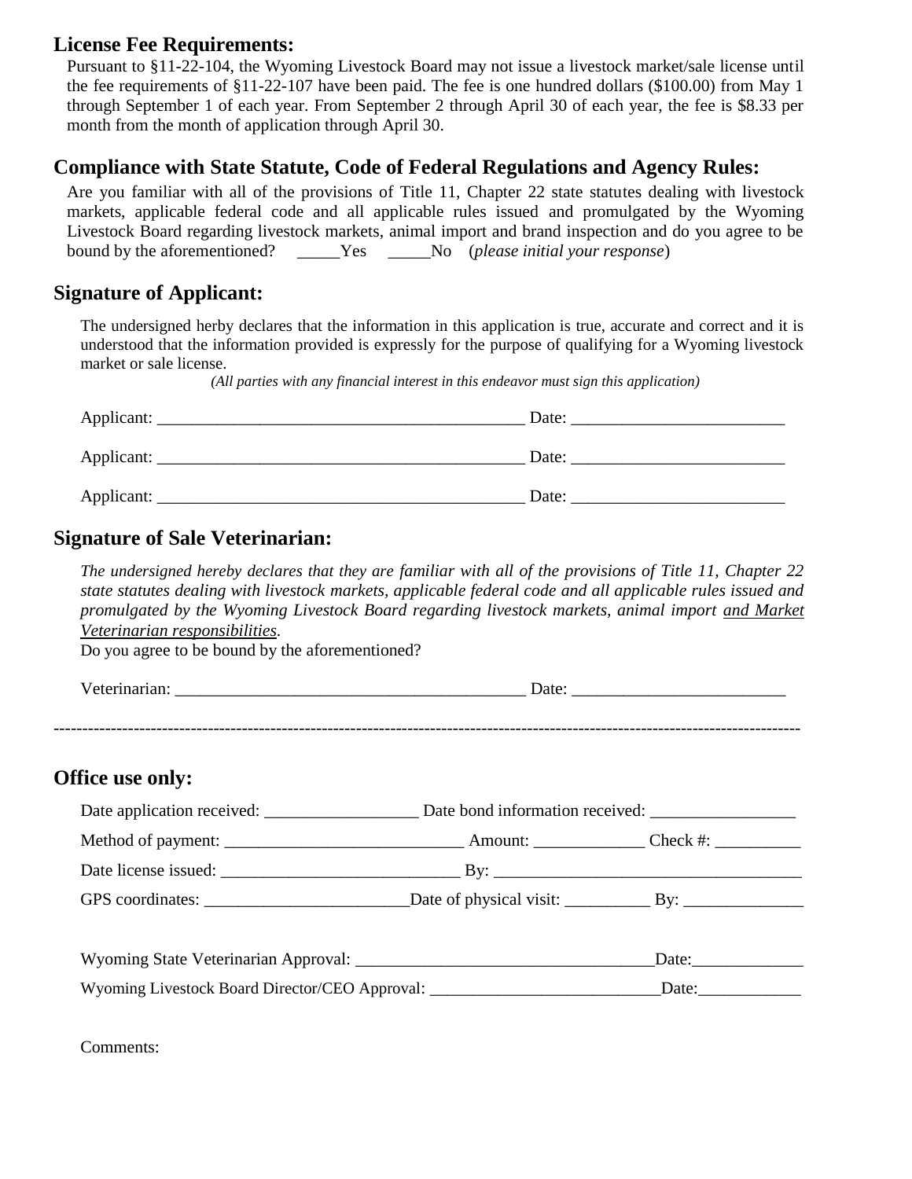## License Fee Requirements:

Pursuant to §11-22-104, the Wyoming Livestock Board may not issue a livestock market/sale license until the fee requirements of §11-22-107 have been paid. The fee is one hundred dollars ($100.00) from May 1 through September 1 of each year. From September 2 through April 30 of each year, the fee is $8.33 per month from the month of application through April 30.

## Compliance with State Statute, Code of Federal Regulations and Agency Rules:

Are you familiar with all of the provisions of Title 11, Chapter 22 state statutes dealing with livestock markets, applicable federal code and all applicable rules issued and promulgated by the Wyoming Livestock Board regarding livestock markets, animal import and brand inspection and do you agree to be bound by the aforementioned? _____Yes _____No (*please initial your response*)

## Signature of Applicant:

The undersigned herby declares that the information in this application is true, accurate and correct and it is understood that the information provided is expressly for the purpose of qualifying for a Wyoming livestock market or sale license.

*(All parties with any financial interest in this endeavor must sign this application)*

Applicant: ___________________________________________ Date: _________________________

Applicant: ___________________________________________ Date: _________________________

Applicant: ___________________________________________ Date: _________________________

## Signature of Sale Veterinarian:

*The undersigned hereby declares that they are familiar with all of the provisions of Title 11, Chapter 22 state statutes dealing with livestock markets, applicable federal code and all applicable rules issued and promulgated by the Wyoming Livestock Board regarding livestock markets, animal import and Market Veterinarian responsibilities.*

Do you agree to be bound by the aforementioned?

Veterinarian: _________________________________________ Date: _________________________

---

## Office use only:

Date application received: __________________ Date bond information received: _________________

Method of payment: ____________________________ Amount: _____________ Check #: __________

Date license issued: ____________________________ By: ____________________________________

GPS coordinates: ________________________Date of physical visit: __________ By: ______________

Wyoming State Veterinarian Approval: ___________________________________Date:_____________

Wyoming Livestock Board Director/CEO Approval: ___________________________Date:____________

Comments: